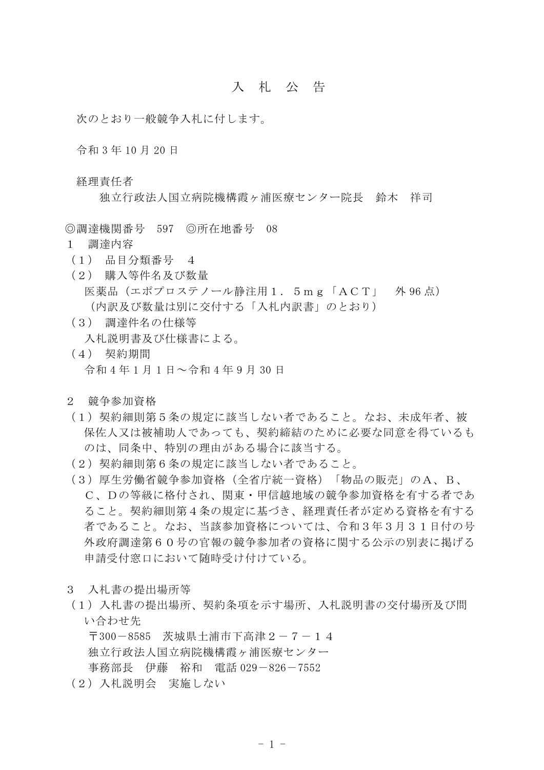# 入　札　公　告

次のとおり一般競争入札に付します。

令和３年 10 月 20 日

経理責任者

独立行政法人国立病院機構霞ヶ浦医療センター院長　鈴木　祥司

◎調達機関番号　597　◎所在地番号　08

## １　調達内容

（１）　品目分類番号　４

（２）　購入等件名及び数量

医薬品（エポプロステノール静注用１．５ｍｇ「ＡＣＴ」　外 96 点）

（内訳及び数量は別に交付する「入札内訳書」のとおり）

（３）　調達件名の仕様等

入札説明書及び仕様書による。

（４）　契約期間

令和４年１月１日～令和４年９月 30 日

## ２　競争参加資格

（１）契約細則第５条の規定に該当しない者であること。なお、未成年者、被保佐人又は被補助人であっても、契約締結のために必要な同意を得ているものは、同条中、特別の理由がある場合に該当する。

（２）契約細則第６条の規定に該当しない者であること。

（３）厚生労働省競争参加資格（全省庁統一資格）「物品の販売」のＡ、Ｂ、Ｃ、Ｄの等級に格付され、関東・甲信越地域の競争参加資格を有する者であること。契約細則第４条の規定に基づき、経理責任者が定める資格を有する者であること。なお、当該参加資格については、令和３年３月３１日付の号外政府調達第６０号の官報の競争参加者の資格に関する公示の別表に掲げる申請受付窓口において随時受け付けている。

## ３　入札書の提出場所等

（１）入札書の提出場所、契約条項を示す場所、入札説明書の交付場所及び問い合わせ先

〒300－8585　茨城県土浦市下高津２－７－１４

独立行政法人国立病院機構霞ヶ浦医療センター

事務部長　伊藤　裕和　電話 029－826－7552

（２）入札説明会　実施しない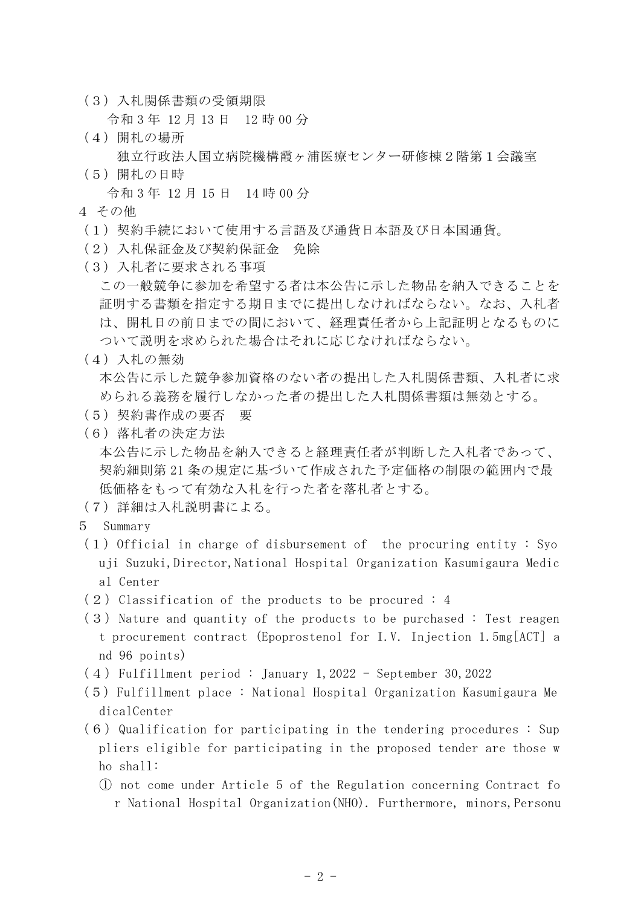（３）入札関係書類の受領期限

　令和３年 12 月 13 日　12 時 00 分

（４）開札の場所

　独立行政法人国立病院機構霞ヶ浦医療センター研修棟２階第１会議室

（５）開札の日時

　令和３年 12 月 15 日　14 時 00 分

４ その他

（１）契約手続において使用する言語及び通貨日本語及び日本国通貨。

（２）入札保証金及び契約保証金　免除

（３）入札者に要求される事項

この一般競争に参加を希望する者は本公告に示した物品を納入できることを証明する書類を指定する期日までに提出しなければならない。なお、入札者は、開札日の前日までの間において、経理責任者から上記証明となるものについて説明を求められた場合はそれに応じなければならない。

（４）入札の無効

本公告に示した競争参加資格のない者の提出した入札関係書類、入札者に求められる義務を履行しなかった者の提出した入札関係書類は無効とする。

（５）契約書作成の要否　要

（６）落札者の決定方法

本公告に示した物品を納入できると経理責任者が判断した入札者であって、契約細則第 21 条の規定に基づいて作成された予定価格の制限の範囲内で最低価格をもって有効な入札を行った者を落札者とする。

（７）詳細は入札説明書による。

５　Summary

（１）Official in charge of disbursement of　the procuring entity : Syouji Suzuki,Director,National Hospital Organization Kasumigaura Medical Center

（２）Classification of the products to be procured : 4

（３）Nature and quantity of the products to be purchased : Test reagent procurement contract (Epoprostenol for I.V. Injection 1.5mg[ACT] and 96 points)

（４）Fulfillment period : January 1,2022 - September 30,2022

（５）Fulfillment place : National Hospital Organization Kasumigaura MedicalCenter

（６）Qualification for participating in the tendering procedures : Suppliers eligible for participating in the proposed tender are those who shall:

① not come under Article 5 of the Regulation concerning Contract for National Hospital Organization(NHO). Furthermore, minors,Personu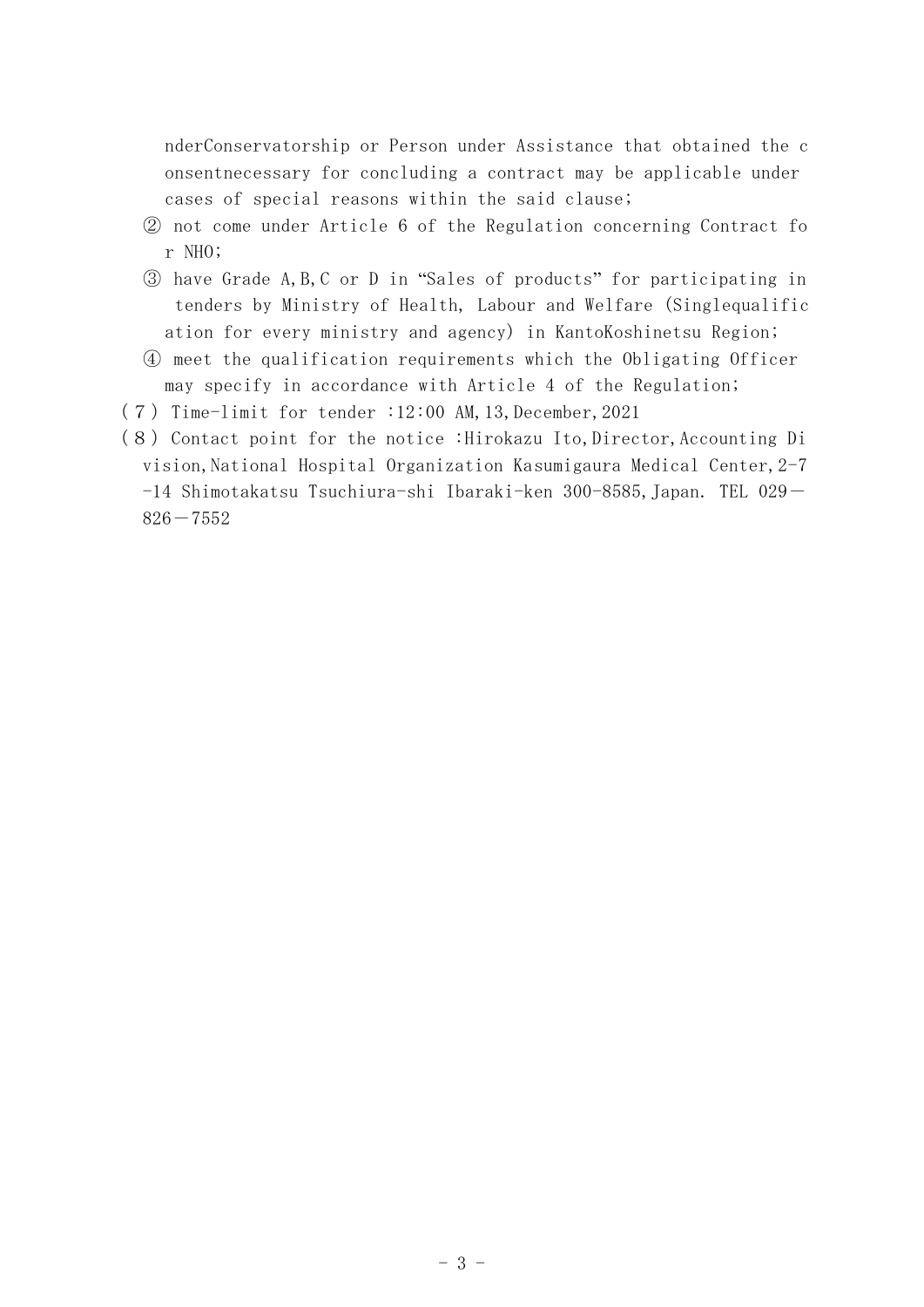nderConservatorship or Person under Assistance that obtained the consentnecessary for concluding a contract may be applicable under cases of special reasons within the said clause;

② not come under Article 6 of the Regulation concerning Contract for NHO;

③ have Grade A,B,C or D in "Sales of products" for participating in tenders by Ministry of Health, Labour and Welfare (Singlequalification for every ministry and agency) in KantoKoshinetsu Region;

④ meet the qualification requirements which the Obligating Officer may specify in accordance with Article 4 of the Regulation;

(７) Time-limit for tender :12:00 AM,13,December,2021

(８) Contact point for the notice :Hirokazu Ito,Director,Accounting Division,National Hospital Organization Kasumigaura Medical Center,2-7-14 Shimotakatsu Tsuchiura-shi Ibaraki-ken 300-8585,Japan. TEL 029－826－7552